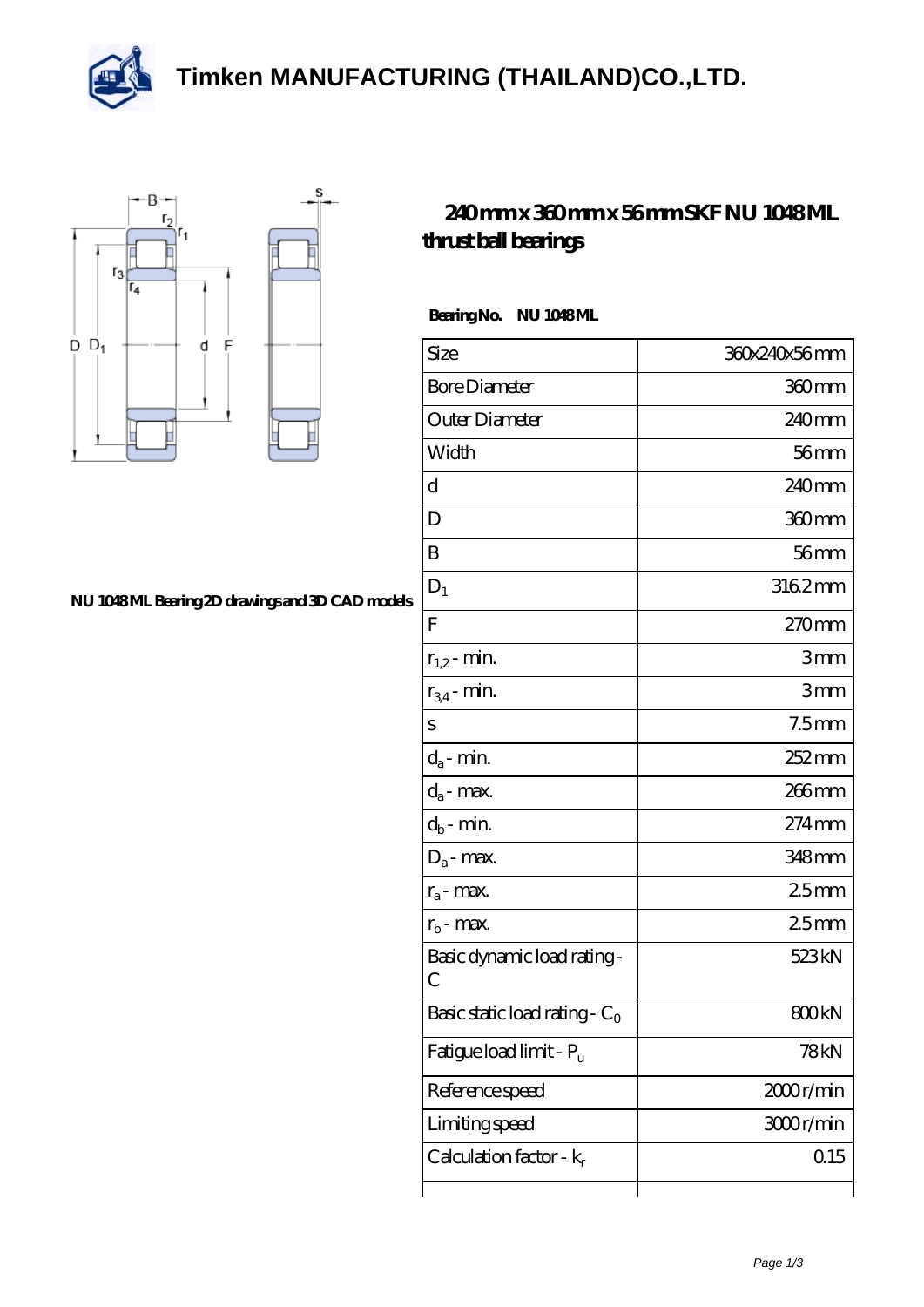# Timken MANUFACTURING (THAILAND)CO.,LTD.

## 240 mm x 360 mm x 56 mm SKF NU 1048 ML thrust ball bearings

NU 1048 ML Bearing 2D drawings and 3D CAD models

**Bearing No. NU 1048 ML**

| Size | 360x240x56 mm |
|---|---|
| Bore Diameter | 360 mm |
| Outer Diameter | 240 mm |
| Width | 56 mm |
| d | 240 mm |
| D | 360 mm |
| B | 56 mm |
| $D_1$ | 316.2 mm |
| F | 270 mm |
| $r_{1,2}$ - min. | 3 mm |
| $r_{3,4}$ - min. | 3 mm |
| s | 7.5 mm |
| $d_a$ - min. | 252 mm |
| $d_a$ - max. | 266 mm |
| $d_b$ - min. | 274 mm |
| $D_a$ - max. | 348 mm |
| $r_a$ - max. | 2.5 mm |
| $r_b$ - max. | 2.5 mm |
| Basic dynamic load rating - C | 523 kN |
| Basic static load rating - $C_0$ | 800 kN |
| Fatigue load limit - $P_u$ | 78 kN |
| Reference speed | 2000 r/min |
| Limiting speed | 3000 r/min |
| Calculation factor - $k_r$ | 0.15 |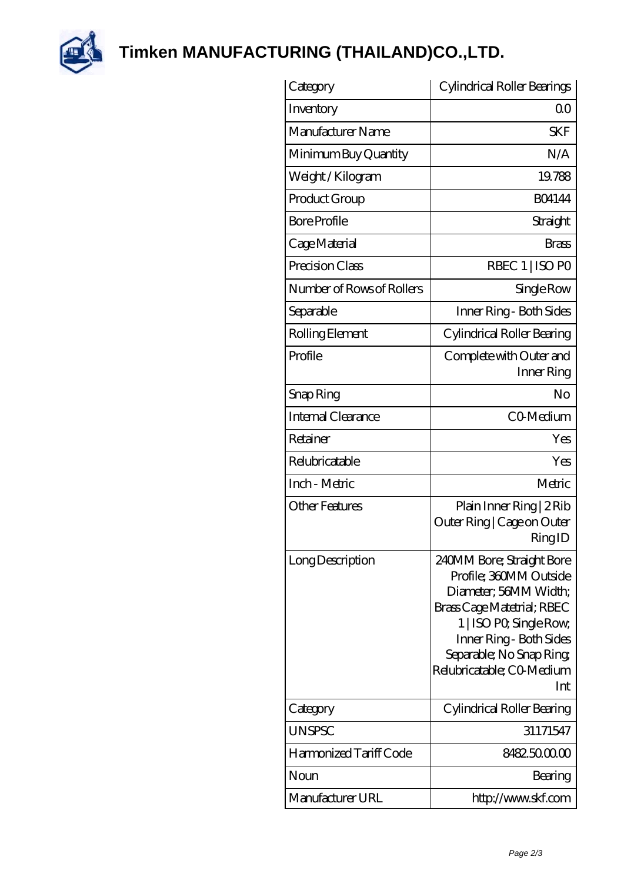# Timken MANUFACTURING (THAILAND)CO.,LTD.

| Category | Cylindrical Roller Bearings |
|---|---|
| Inventory | 0.0 |
| Manufacturer Name | SKF |
| Minimum Buy Quantity | N/A |
| Weight / Kilogram | 19.788 |
| Product Group | B04144 |
| Bore Profile | Straight |
| Cage Material | Brass |
| Precision Class | RBEC 1 \| ISO P0 |
| Number of Rows of Rollers | Single Row |
| Separable | Inner Ring - Both Sides |
| Rolling Element | Cylindrical Roller Bearing |
| Profile | Complete with Outer and Inner Ring |
| Snap Ring | No |
| Internal Clearance | C0-Medium |
| Retainer | Yes |
| Relubricatable | Yes |
| Inch - Metric | Metric |
| Other Features | Plain Inner Ring \| 2 Rib Outer Ring \| Cage on Outer Ring ID |
| Long Description | 240MM Bore; Straight Bore Profile; 360MM Outside Diameter; 56MM Width; Brass Cage Matetrial; RBEC 1 \| ISO P0; Single Row; Inner Ring - Both Sides Separable; No Snap Ring; Relubricatable; C0-Medium Int |
| Category | Cylindrical Roller Bearing |
| UNSPSC | 31171547 |
| Harmonized Tariff Code | 8482.50.00.00 |
| Noun | Bearing |
| Manufacturer URL | http://www.skf.com |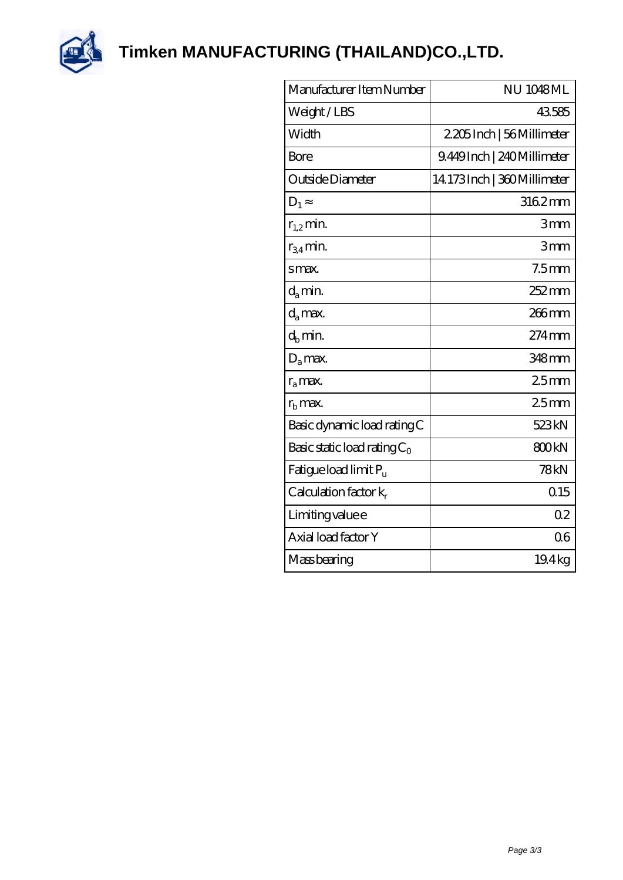# Timken MANUFACTURING (THAILAND)CO.,LTD.

| | |
|---|---|
| Manufacturer Item Number | NU 1048 ML |
| Weight / LBS | 43.585 |
| Width | 2.205 Inch \| 56 Millimeter |
| Bore | 9.449 Inch \| 240 Millimeter |
| Outside Diameter | 14.173 Inch \| 360 Millimeter |
| $D_1 \approx$ | 316.2 mm |
| $r_{1,2}$ min. | 3 mm |
| $r_{3,4}$ min. | 3 mm |
| s max. | 7.5 mm |
| $d_a$ min. | 252 mm |
| $d_a$ max. | 266 mm |
| $d_b$ min. | 274 mm |
| $D_a$ max. | 348 mm |
| $r_a$ max. | 2.5 mm |
| $r_b$ max. | 2.5 mm |
| Basic dynamic load rating C | 523 kN |
| Basic static load rating $C_0$ | 800 kN |
| Fatigue load limit $P_u$ | 78 kN |
| Calculation factor $k_r$ | 0.15 |
| Limiting value e | 0.2 |
| Axial load factor Y | 0.6 |
| Mass bearing | 19.4 kg |